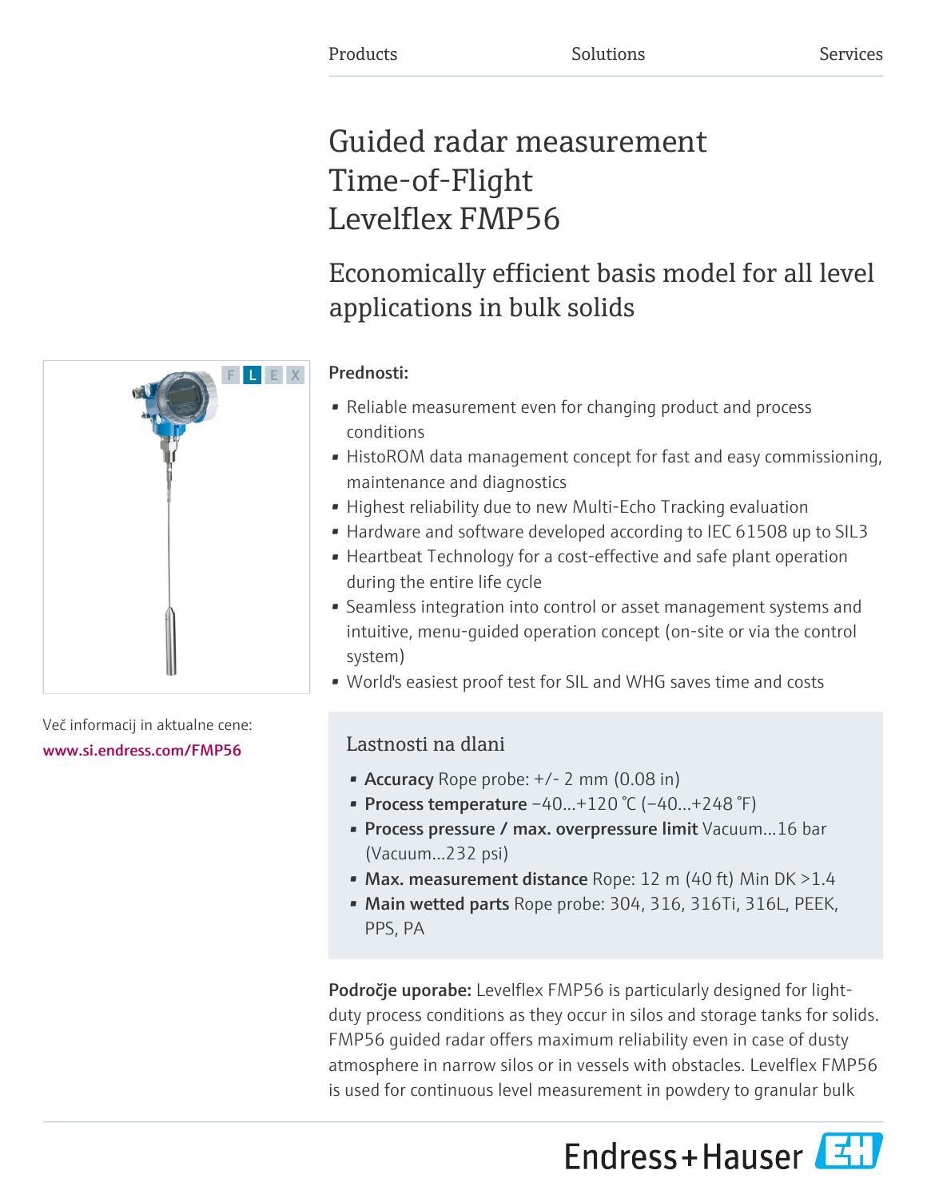Products Solutions Services

# Guided radar measurement Time-of-Flight Levelflex FMP56

## Economically efficient basis model for all level applications in bulk solids

**Prednosti:**

- Reliable measurement even for changing product and process conditions
- HistoROM data management concept for fast and easy commissioning, maintenance and diagnostics
- Highest reliability due to new Multi-Echo Tracking evaluation
- Hardware and software developed according to IEC 61508 up to SIL3
- Heartbeat Technology for a cost-effective and safe plant operation during the entire life cycle
- Seamless integration into control or asset management systems and intuitive, menu-guided operation concept (on-site or via the control system)
- World's easiest proof test for SIL and WHG saves time and costs

Več informacij in aktualne cene:
www.si.endress.com/FMP56

### Lastnosti na dlani

- **Accuracy** Rope probe: +/- 2 mm (0.08 in)
- **Process temperature** −40...+120 °C (−40...+248 °F)
- **Process pressure / max. overpressure limit** Vacuum...16 bar (Vacuum...232 psi)
- **Max. measurement distance** Rope: 12 m (40 ft) Min DK >1.4
- **Main wetted parts** Rope probe: 304, 316, 316Ti, 316L, PEEK, PPS, PA

**Področje uporabe:** Levelflex FMP56 is particularly designed for light-duty process conditions as they occur in silos and storage tanks for solids. FMP56 guided radar offers maximum reliability even in case of dusty atmosphere in narrow silos or in vessels with obstacles. Levelflex FMP56 is used for continuous level measurement in powdery to granular bulk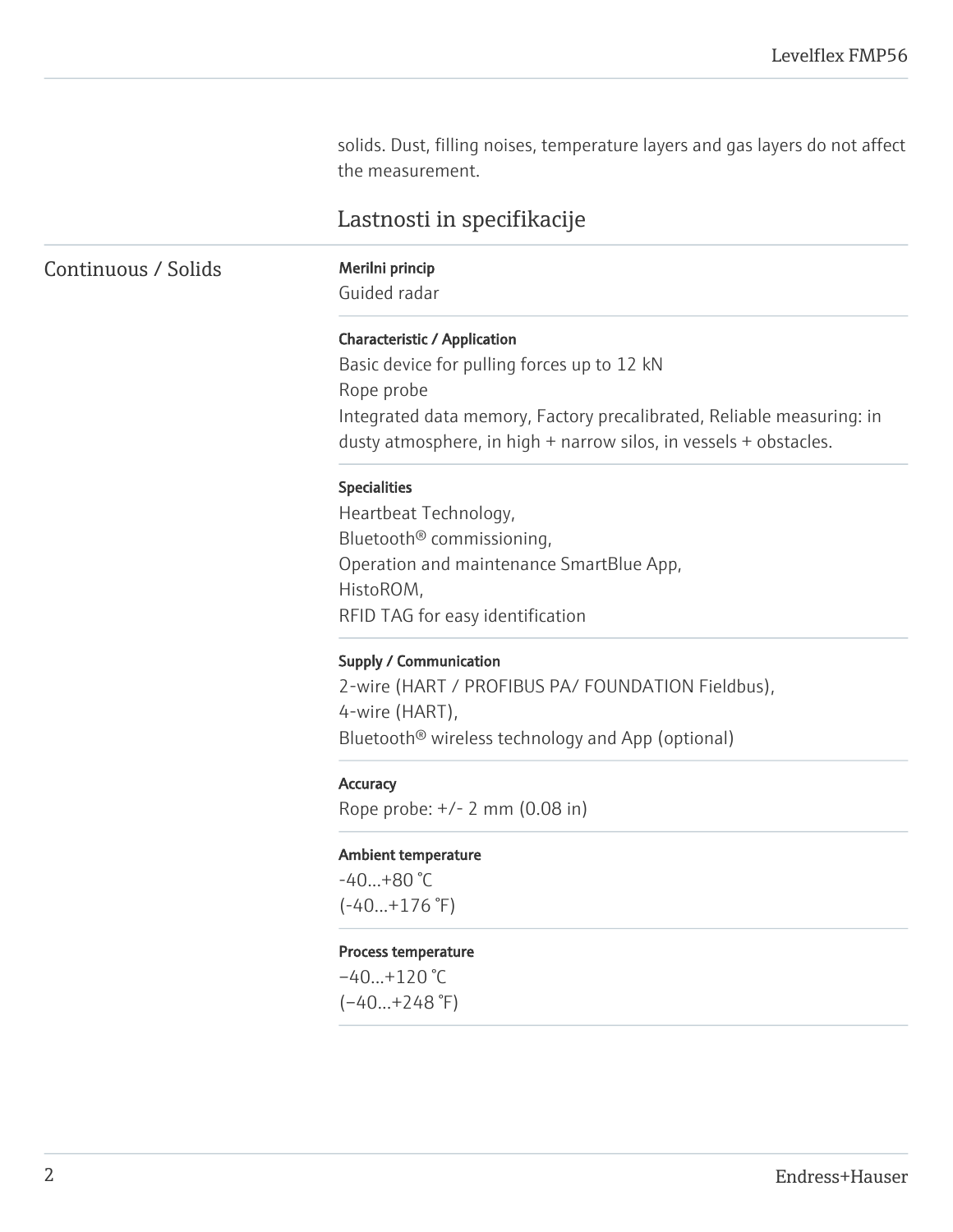solids. Dust, filling noises, temperature layers and gas layers do not affect the measurement.

## Lastnosti in specifikacije

### Continuous / Solids

**Merilni princip**
Guided radar

**Characteristic / Application**
Basic device for pulling forces up to 12 kN
Rope probe
Integrated data memory, Factory precalibrated, Reliable measuring: in dusty atmosphere, in high + narrow silos, in vessels + obstacles.

**Specialities**
Heartbeat Technology,
Bluetooth® commissioning,
Operation and maintenance SmartBlue App,
HistoROM,
RFID TAG for easy identification

**Supply / Communication**
2-wire (HART / PROFIBUS PA/ FOUNDATION Fieldbus),
4-wire (HART),
Bluetooth® wireless technology and App (optional)

**Accuracy**
Rope probe: +/- 2 mm (0.08 in)

**Ambient temperature**
-40...+80 °C
(-40...+176 °F)

**Process temperature**
−40...+120 °C
(−40...+248 °F)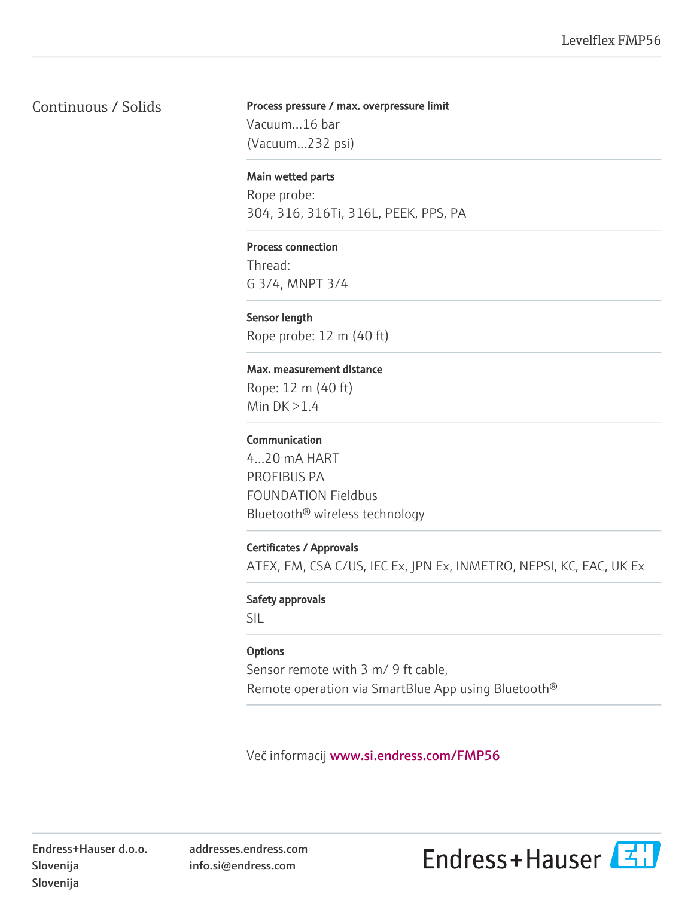## Continuous / Solids

**Process pressure / max. overpressure limit**

Vacuum...16 bar
(Vacuum...232 psi)

**Main wetted parts**

Rope probe:
304, 316, 316Ti, 316L, PEEK, PPS, PA

**Process connection**

Thread:
G 3/4, MNPT 3/4

**Sensor length**

Rope probe: 12 m (40 ft)

**Max. measurement distance**

Rope: 12 m (40 ft)
Min DK >1.4

**Communication**

4...20 mA HART
PROFIBUS PA
FOUNDATION Fieldbus
Bluetooth® wireless technology

**Certificates / Approvals**

ATEX, FM, CSA C/US, IEC Ex, JPN Ex, INMETRO, NEPSI, KC, EAC, UK Ex

**Safety approvals**

SIL

**Options**

Sensor remote with 3 m/ 9 ft cable,
Remote operation via SmartBlue App using Bluetooth®

Več informacij **www.si.endress.com/FMP56**

Endress+Hauser d.o.o.
Slovenija
Slovenija

addresses.endress.com
info.si@endress.com

Endress+Hauser